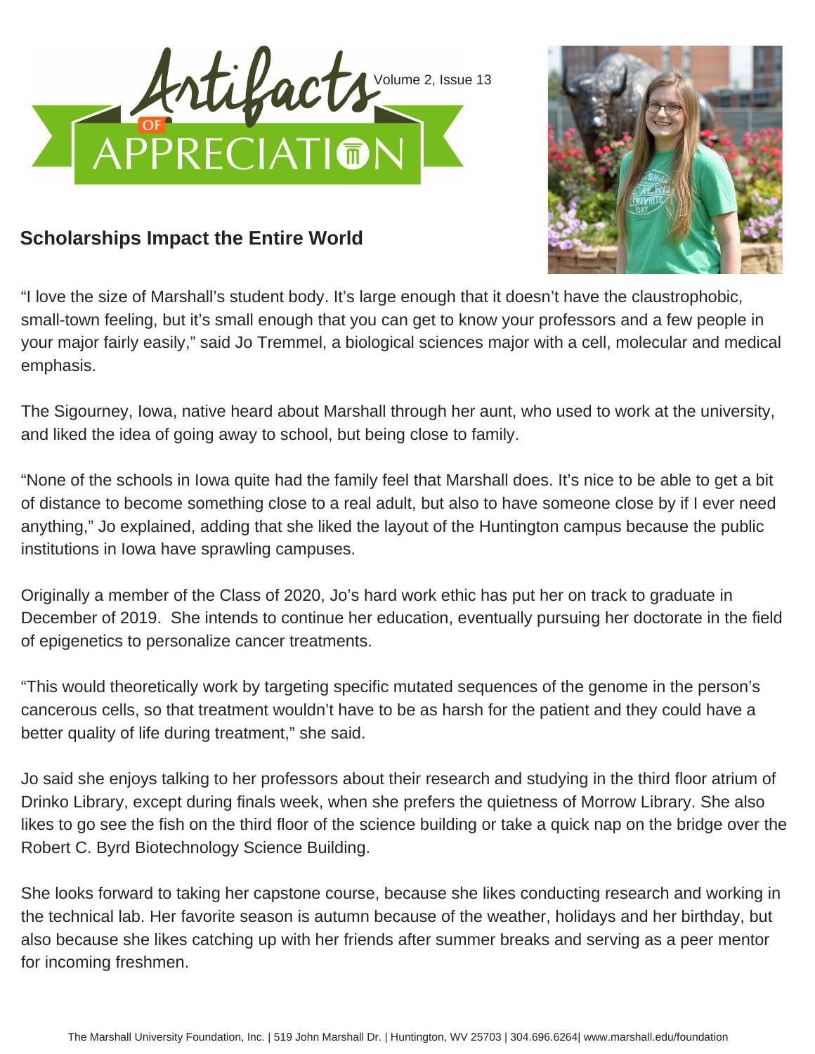# Artifacts of Appreciation

## Scholarships Impact the Entire World

"I love the size of Marshall's student body. It's large enough that it doesn't have the claustrophobic, small-town feeling, but it's small enough that you can get to know your professors and a few people in your major fairly easily," said Jo Tremmel, a biological sciences major with a cell, molecular and medical emphasis.

The Sigourney, Iowa, native heard about Marshall through her aunt, who used to work at the university, and liked the idea of going away to school, but being close to family.

"None of the schools in Iowa quite had the family feel that Marshall does. It's nice to be able to get a bit of distance to become something close to a real adult, but also to have someone close by if I ever need anything," Jo explained, adding that she liked the layout of the Huntington campus because the public institutions in Iowa have sprawling campuses.

Originally a member of the Class of 2020, Jo's hard work ethic has put her on track to graduate in December of 2019. She intends to continue her education, eventually pursuing her doctorate in the field of epigenetics to personalize cancer treatments.

"This would theoretically work by targeting specific mutated sequences of the genome in the person's cancerous cells, so that treatment wouldn't have to be as harsh for the patient and they could have a better quality of life during treatment," she said.

Jo said she enjoys talking to her professors about their research and studying in the third floor atrium of Drinko Library, except during finals week, when she prefers the quietness of Morrow Library. She also likes to go see the fish on the third floor of the science building or take a quick nap on the bridge over the Robert C. Byrd Biotechnology Science Building.

She looks forward to taking her capstone course, because she likes conducting research and working in the technical lab. Her favorite season is autumn because of the weather, holidays and her birthday, but also because she likes catching up with her friends after summer breaks and serving as a peer mentor for incoming freshmen.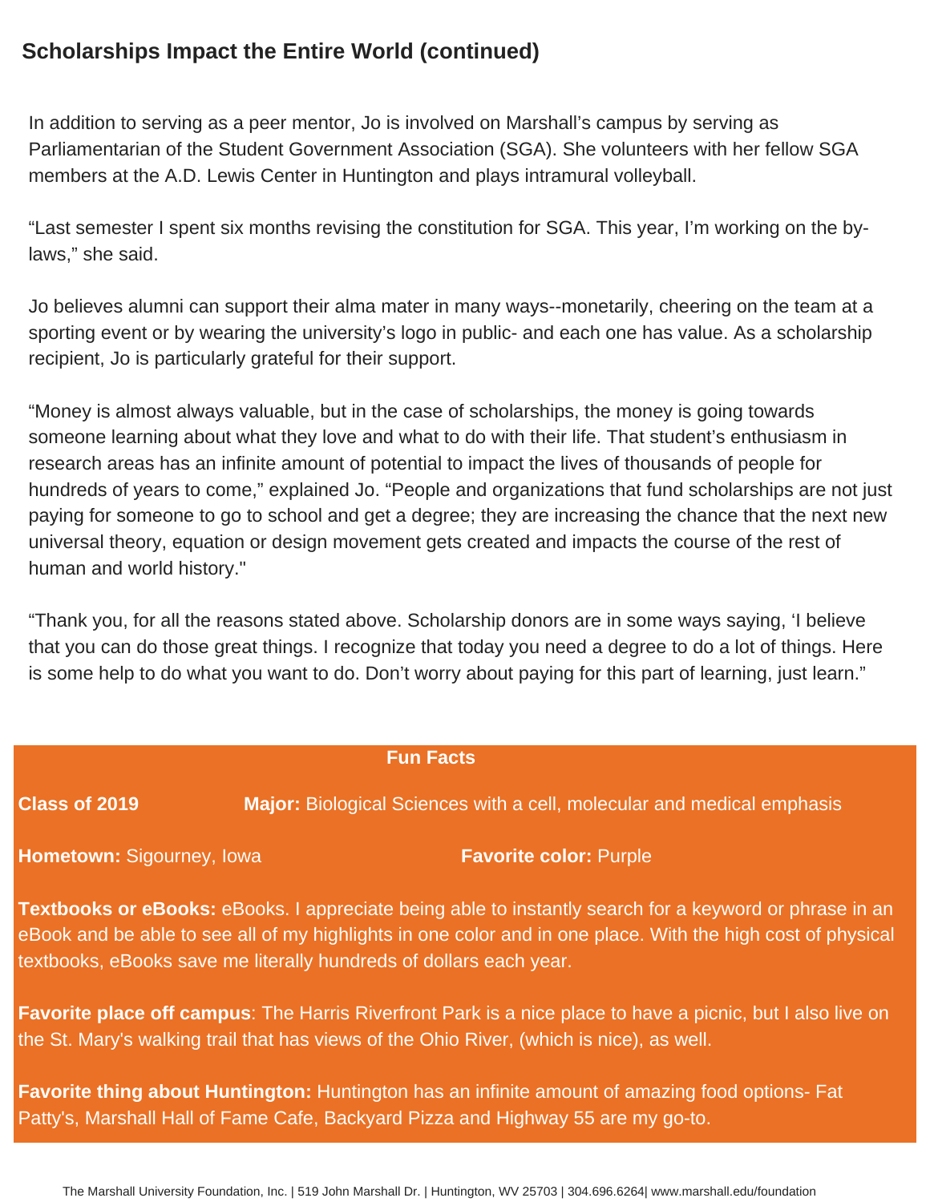## Scholarships Impact the Entire World (continued)

In addition to serving as a peer mentor, Jo is involved on Marshall's campus by serving as Parliamentarian of the Student Government Association (SGA). She volunteers with her fellow SGA members at the A.D. Lewis Center in Huntington and plays intramural volleyball.

"Last semester I spent six months revising the constitution for SGA. This year, I'm working on the by-laws," she said.

Jo believes alumni can support their alma mater in many ways--monetarily, cheering on the team at a sporting event or by wearing the university's logo in public- and each one has value. As a scholarship recipient, Jo is particularly grateful for their support.

"Money is almost always valuable, but in the case of scholarships, the money is going towards someone learning about what they love and what to do with their life. That student's enthusiasm in research areas has an infinite amount of potential to impact the lives of thousands of people for hundreds of years to come," explained Jo. "People and organizations that fund scholarships are not just paying for someone to go to school and get a degree; they are increasing the chance that the next new universal theory, equation or design movement gets created and impacts the course of the rest of human and world history."

"Thank you, for all the reasons stated above. Scholarship donors are in some ways saying, 'I believe that you can do those great things. I recognize that today you need a degree to do a lot of things. Here is some help to do what you want to do. Don't worry about paying for this part of learning, just learn."

### Fun Facts

**Class of 2019**

**Major:** Biological Sciences with a cell, molecular and medical emphasis

**Hometown:** Sigourney, Iowa

**Favorite color:** Purple

**Textbooks or eBooks:** eBooks. I appreciate being able to instantly search for a keyword or phrase in an eBook and be able to see all of my highlights in one color and in one place. With the high cost of physical textbooks, eBooks save me literally hundreds of dollars each year.

**Favorite place off campus**: The Harris Riverfront Park is a nice place to have a picnic, but I also live on the St. Mary's walking trail that has views of the Ohio River, (which is nice), as well.

**Favorite thing about Huntington:** Huntington has an infinite amount of amazing food options- Fat Patty's, Marshall Hall of Fame Cafe, Backyard Pizza and Highway 55 are my go-to.

The Marshall University Foundation, Inc. | 519 John Marshall Dr. | Huntington, WV 25703 | 304.696.6264| www.marshall.edu/foundation